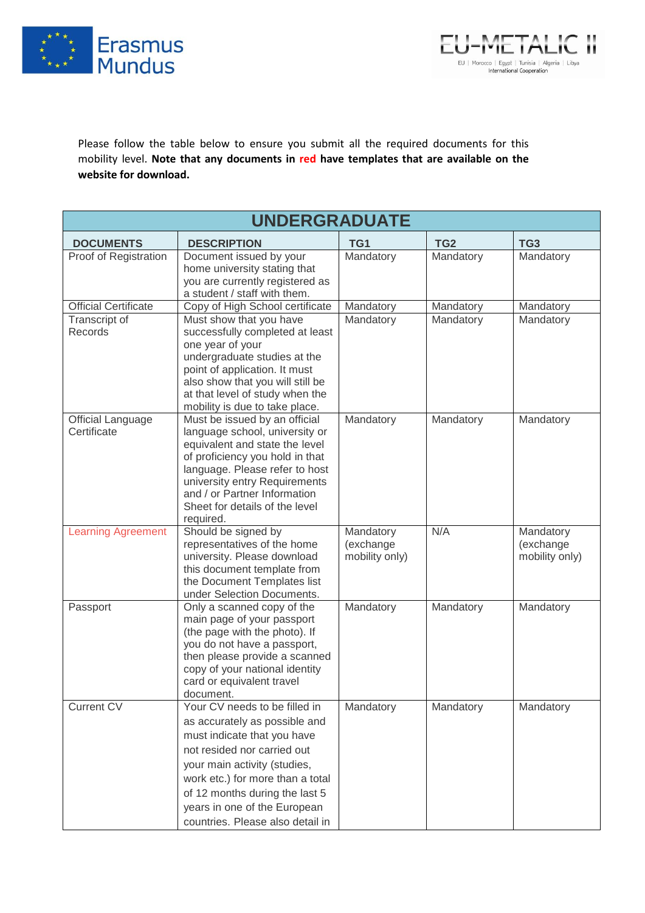Please follow the table below to ensure you submit all the required documents for this mobility level. **Note that any documents in red have templates that are available on the website for download.**

| UNDERGRADUATE | | | | |
|---|---|---|---|---|
| **DOCUMENTS** | **DESCRIPTION** | **TG1** | **TG2** | **TG3** |
| Proof of Registration | Document issued by your home university stating that you are currently registered as a student / staff with them. | Mandatory | Mandatory | Mandatory |
| Official Certificate | Copy of High School certificate | Mandatory | Mandatory | Mandatory |
| Transcript of Records | Must show that you have successfully completed at least one year of your undergraduate studies at the point of application. It must also show that you will still be at that level of study when the mobility is due to take place. | Mandatory | Mandatory | Mandatory |
| Official Language Certificate | Must be issued by an official language school, university or equivalent and state the level of proficiency you hold in that language. Please refer to host university entry Requirements and / or Partner Information Sheet for details of the level required. | Mandatory | Mandatory | Mandatory |
| Learning Agreement | Should be signed by representatives of the home university. Please download this document template from the Document Templates list under Selection Documents. | Mandatory (exchange mobility only) | N/A | Mandatory (exchange mobility only) |
| Passport | Only a scanned copy of the main page of your passport (the page with the photo). If you do not have a passport, then please provide a scanned copy of your national identity card or equivalent travel document. | Mandatory | Mandatory | Mandatory |
| Current CV | Your CV needs to be filled in as accurately as possible and must indicate that you have not resided nor carried out your main activity (studies, work etc.) for more than a total of 12 months during the last 5 years in one of the European countries. Please also detail in | Mandatory | Mandatory | Mandatory |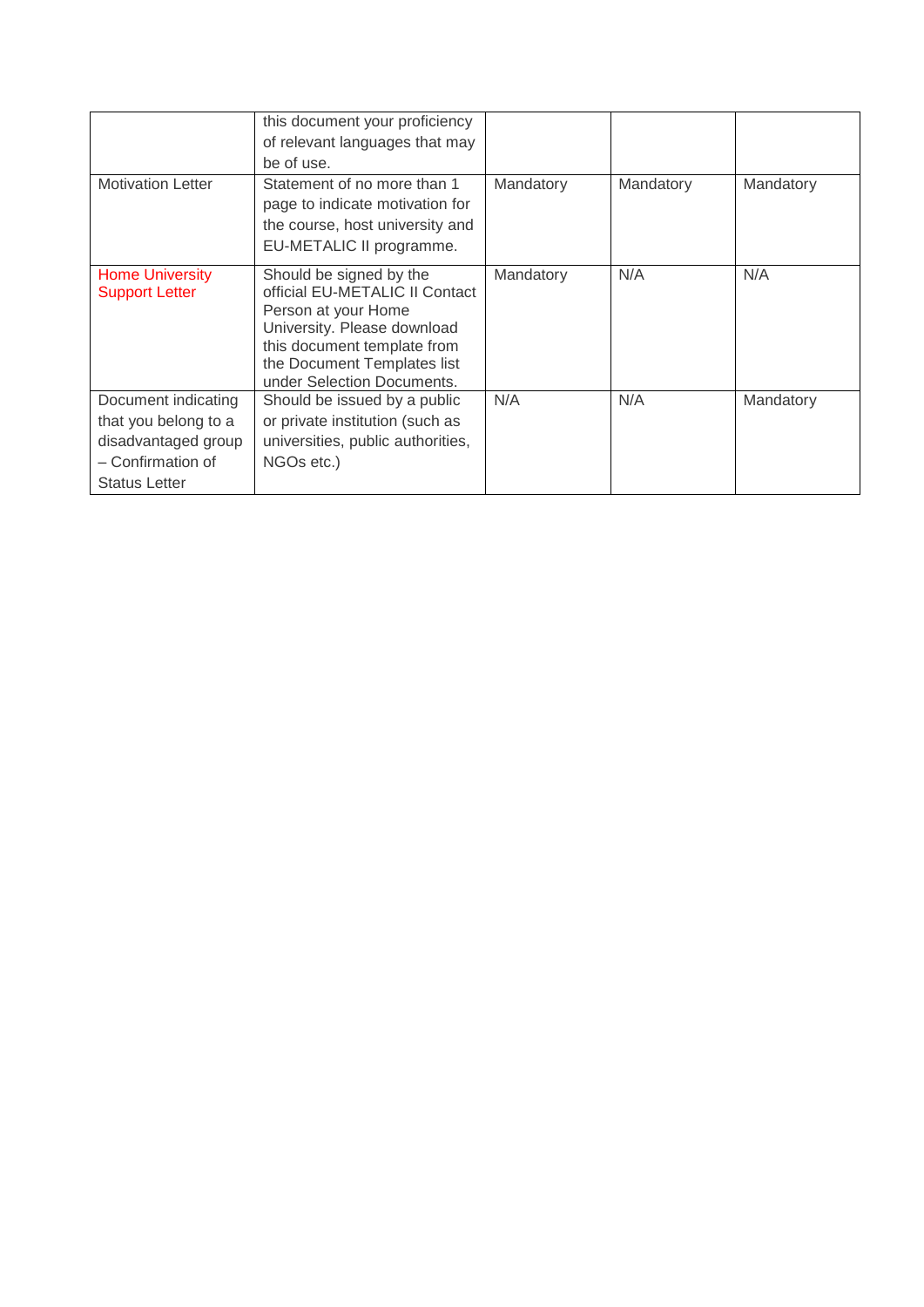| | | | | |
|---|---|---|---|---|
| | this document your proficiency of relevant languages that may be of use. | | | |
| Motivation Letter | Statement of no more than 1 page to indicate motivation for the course, host university and EU-METALIC II programme. | Mandatory | Mandatory | Mandatory |
| Home University Support Letter | Should be signed by the official EU-METALIC II Contact Person at your Home University. Please download this document template from the Document Templates list under Selection Documents. | Mandatory | N/A | N/A |
| Document indicating that you belong to a disadvantaged group – Confirmation of Status Letter | Should be issued by a public or private institution (such as universities, public authorities, NGOs etc.) | N/A | N/A | Mandatory |